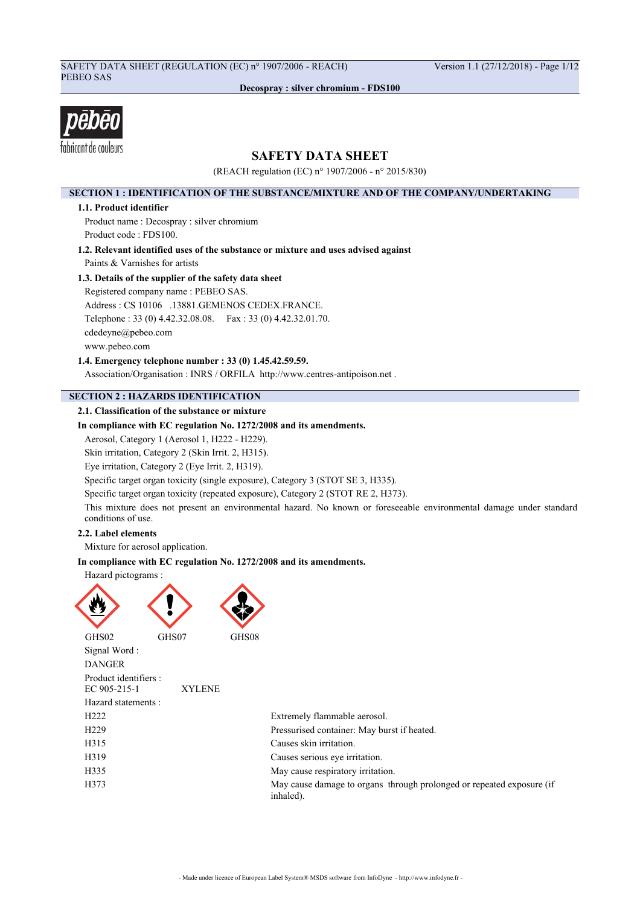SAFETY DATA SHEET (REGULATION (EC) n° 1907/2006 - REACH)
PEBEO SAS

**Decospray : silver chromium - FDS100**

pēbēo
fabricant de couleurs

# SAFETY DATA SHEET

(REACH regulation (EC) n° 1907/2006 - n° 2015/830)

## SECTION 1 : IDENTIFICATION OF THE SUBSTANCE/MIXTURE AND OF THE COMPANY/UNDERTAKING

### 1.1. Product identifier

Product name : Decospray : silver chromium

Product code : FDS100.

### 1.2. Relevant identified uses of the substance or mixture and uses advised against

Paints & Varnishes for artists

### 1.3. Details of the supplier of the safety data sheet

Registered company name : PEBEO SAS.

Address : CS 10106 .13881.GEMENOS CEDEX.FRANCE.

Telephone : 33 (0) 4.42.32.08.08. Fax : 33 (0) 4.42.32.01.70.

cdedeyne@pebeo.com

www.pebeo.com

### 1.4. Emergency telephone number : 33 (0) 1.45.42.59.59.

Association/Organisation : INRS / ORFILA http://www.centres-antipoison.net .

## SECTION 2 : HAZARDS IDENTIFICATION

### 2.1. Classification of the substance or mixture

**In compliance with EC regulation No. 1272/2008 and its amendments.**

Aerosol, Category 1 (Aerosol 1, H222 - H229).

Skin irritation, Category 2 (Skin Irrit. 2, H315).

Eye irritation, Category 2 (Eye Irrit. 2, H319).

Specific target organ toxicity (single exposure), Category 3 (STOT SE 3, H335).

Specific target organ toxicity (repeated exposure), Category 2 (STOT RE 2, H373).

This mixture does not present an environmental hazard. No known or foreseeable environmental damage under standard conditions of use.

### 2.2. Label elements

Mixture for aerosol application.

**In compliance with EC regulation No. 1272/2008 and its amendments.**

Hazard pictograms :

GHS02 GHS07 GHS08

Signal Word :

DANGER

Product identifiers :

EC 905-215-1 XYLENE

Hazard statements :

| | |
|---|---|
| H222 | Extremely flammable aerosol. |
| H229 | Pressurised container: May burst if heated. |
| H315 | Causes skin irritation. |
| H319 | Causes serious eye irritation. |
| H335 | May cause respiratory irritation. |
| H373 | May cause damage to organs through prolonged or repeated exposure (if inhaled). |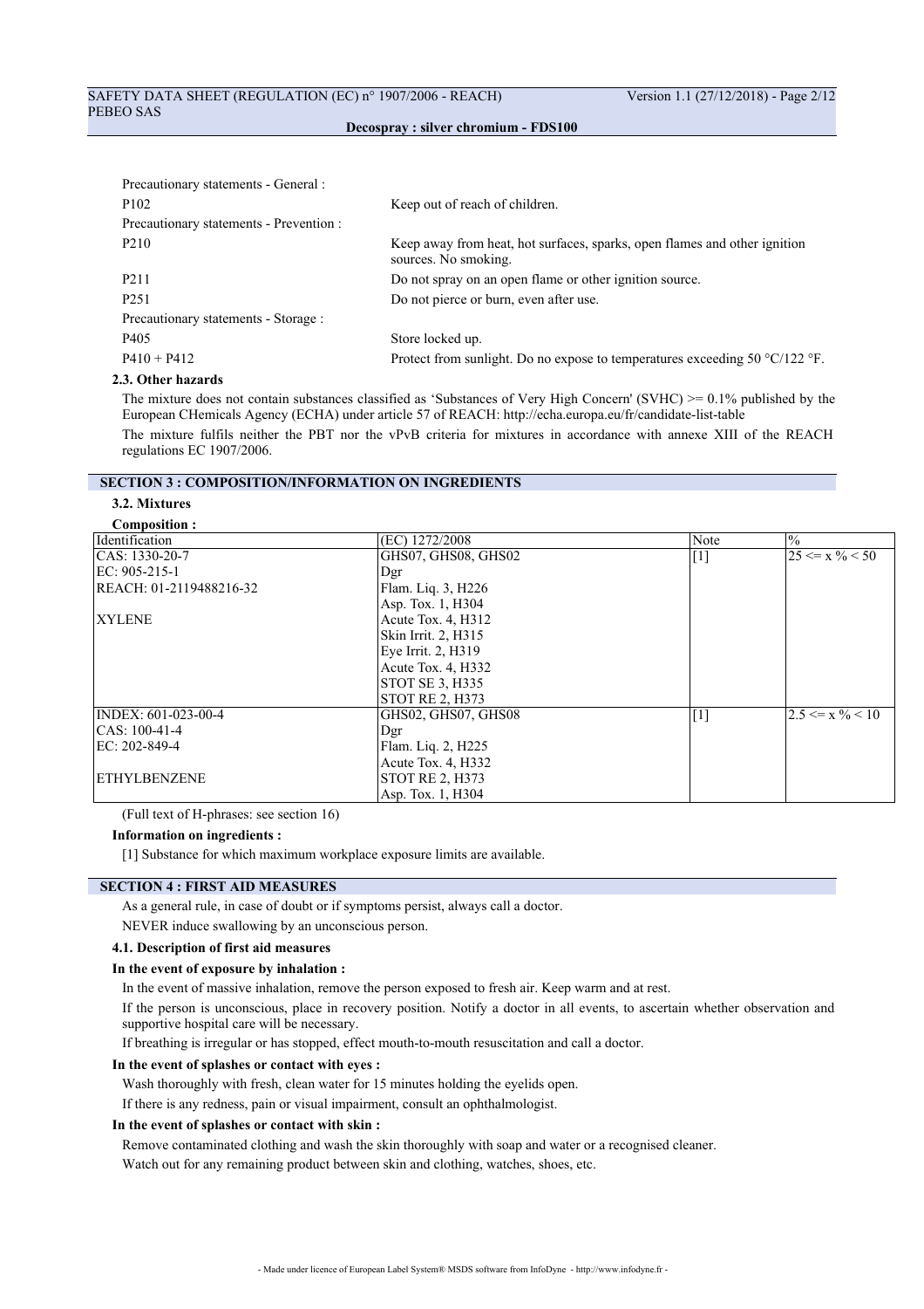Precautionary statements - General :

| | |
|---|---|
| P102 | Keep out of reach of children. |

Precautionary statements - Prevention :

| | |
|---|---|
| P210 | Keep away from heat, hot surfaces, sparks, open flames and other ignition sources. No smoking. |
| P211 | Do not spray on an open flame or other ignition source. |
| P251 | Do not pierce or burn, even after use. |

Precautionary statements - Storage :

| | |
|---|---|
| P405 | Store locked up. |
| P410 + P412 | Protect from sunlight. Do no expose to temperatures exceeding 50 °C/122 °F. |

### 2.3. Other hazards

The mixture does not contain substances classified as 'Substances of Very High Concern' (SVHC) >= 0.1% published by the European CHemicals Agency (ECHA) under article 57 of REACH: http://echa.europa.eu/fr/candidate-list-table

The mixture fulfils neither the PBT nor the vPvB criteria for mixtures in accordance with annexe XIII of the REACH regulations EC 1907/2006.

## SECTION 3 : COMPOSITION/INFORMATION ON INGREDIENTS

### 3.2. Mixtures

**Composition :**

| Identification | (EC) 1272/2008 | Note | % |
|---|---|---|---|
| CAS: 1330-20-7<br>EC: 905-215-1<br>REACH: 01-2119488216-32<br><br>XYLENE | GHS07, GHS08, GHS02<br>Dgr<br>Flam. Liq. 3, H226<br>Asp. Tox. 1, H304<br>Acute Tox. 4, H312<br>Skin Irrit. 2, H315<br>Eye Irrit. 2, H319<br>Acute Tox. 4, H332<br>STOT SE 3, H335<br>STOT RE 2, H373 | [1] | 25 <= x % < 50 |
| INDEX: 601-023-00-4<br>CAS: 100-41-4<br>EC: 202-849-4<br><br>ETHYLBENZENE | GHS02, GHS07, GHS08<br>Dgr<br>Flam. Liq. 2, H225<br>Acute Tox. 4, H332<br>STOT RE 2, H373<br>Asp. Tox. 1, H304 | [1] | 2.5 <= x % < 10 |

(Full text of H-phrases: see section 16)

**Information on ingredients :**

[1] Substance for which maximum workplace exposure limits are available.

## SECTION 4 : FIRST AID MEASURES

As a general rule, in case of doubt or if symptoms persist, always call a doctor.

NEVER induce swallowing by an unconscious person.

### 4.1. Description of first aid measures

**In the event of exposure by inhalation :**

In the event of massive inhalation, remove the person exposed to fresh air. Keep warm and at rest.

If the person is unconscious, place in recovery position. Notify a doctor in all events, to ascertain whether observation and supportive hospital care will be necessary.

If breathing is irregular or has stopped, effect mouth-to-mouth resuscitation and call a doctor.

**In the event of splashes or contact with eyes :**

Wash thoroughly with fresh, clean water for 15 minutes holding the eyelids open.

If there is any redness, pain or visual impairment, consult an ophthalmologist.

**In the event of splashes or contact with skin :**

Remove contaminated clothing and wash the skin thoroughly with soap and water or a recognised cleaner.

Watch out for any remaining product between skin and clothing, watches, shoes, etc.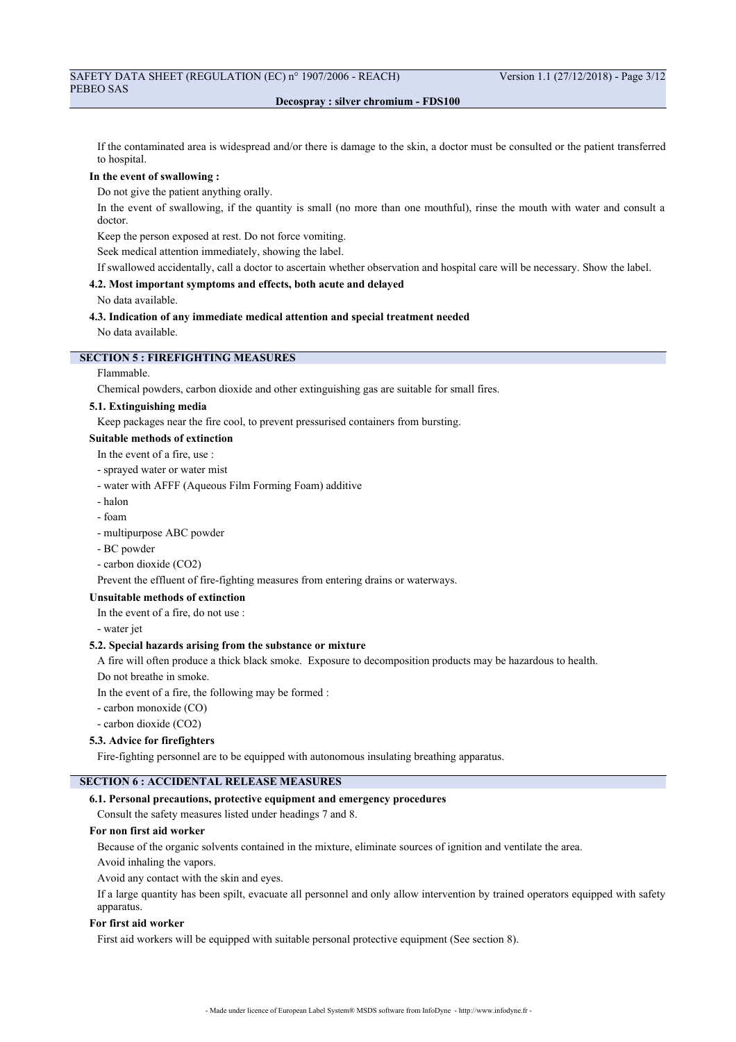If the contaminated area is widespread and/or there is damage to the skin, a doctor must be consulted or the patient transferred to hospital.

**In the event of swallowing :**

Do not give the patient anything orally.

In the event of swallowing, if the quantity is small (no more than one mouthful), rinse the mouth with water and consult a doctor.

Keep the person exposed at rest. Do not force vomiting.

Seek medical attention immediately, showing the label.

If swallowed accidentally, call a doctor to ascertain whether observation and hospital care will be necessary. Show the label.

### 4.2. Most important symptoms and effects, both acute and delayed

No data available.

### 4.3. Indication of any immediate medical attention and special treatment needed

No data available.

## SECTION 5 : FIREFIGHTING MEASURES

Flammable.

Chemical powders, carbon dioxide and other extinguishing gas are suitable for small fires.

### 5.1. Extinguishing media

Keep packages near the fire cool, to prevent pressurised containers from bursting.

**Suitable methods of extinction**

In the event of a fire, use :

- sprayed water or water mist
- water with AFFF (Aqueous Film Forming Foam) additive
- halon
- foam
- multipurpose ABC powder
- BC powder
- carbon dioxide ($CO_2$)

Prevent the effluent of fire-fighting measures from entering drains or waterways.

**Unsuitable methods of extinction**

In the event of a fire, do not use :

- water jet

### 5.2. Special hazards arising from the substance or mixture

A fire will often produce a thick black smoke. Exposure to decomposition products may be hazardous to health.

Do not breathe in smoke.

In the event of a fire, the following may be formed :

- carbon monoxide (CO)
- carbon dioxide ($CO_2$)

### 5.3. Advice for firefighters

Fire-fighting personnel are to be equipped with autonomous insulating breathing apparatus.

## SECTION 6 : ACCIDENTAL RELEASE MEASURES

### 6.1. Personal precautions, protective equipment and emergency procedures

Consult the safety measures listed under headings 7 and 8.

**For non first aid worker**

Because of the organic solvents contained in the mixture, eliminate sources of ignition and ventilate the area.

Avoid inhaling the vapors.

Avoid any contact with the skin and eyes.

If a large quantity has been spilt, evacuate all personnel and only allow intervention by trained operators equipped with safety apparatus.

**For first aid worker**

First aid workers will be equipped with suitable personal protective equipment (See section 8).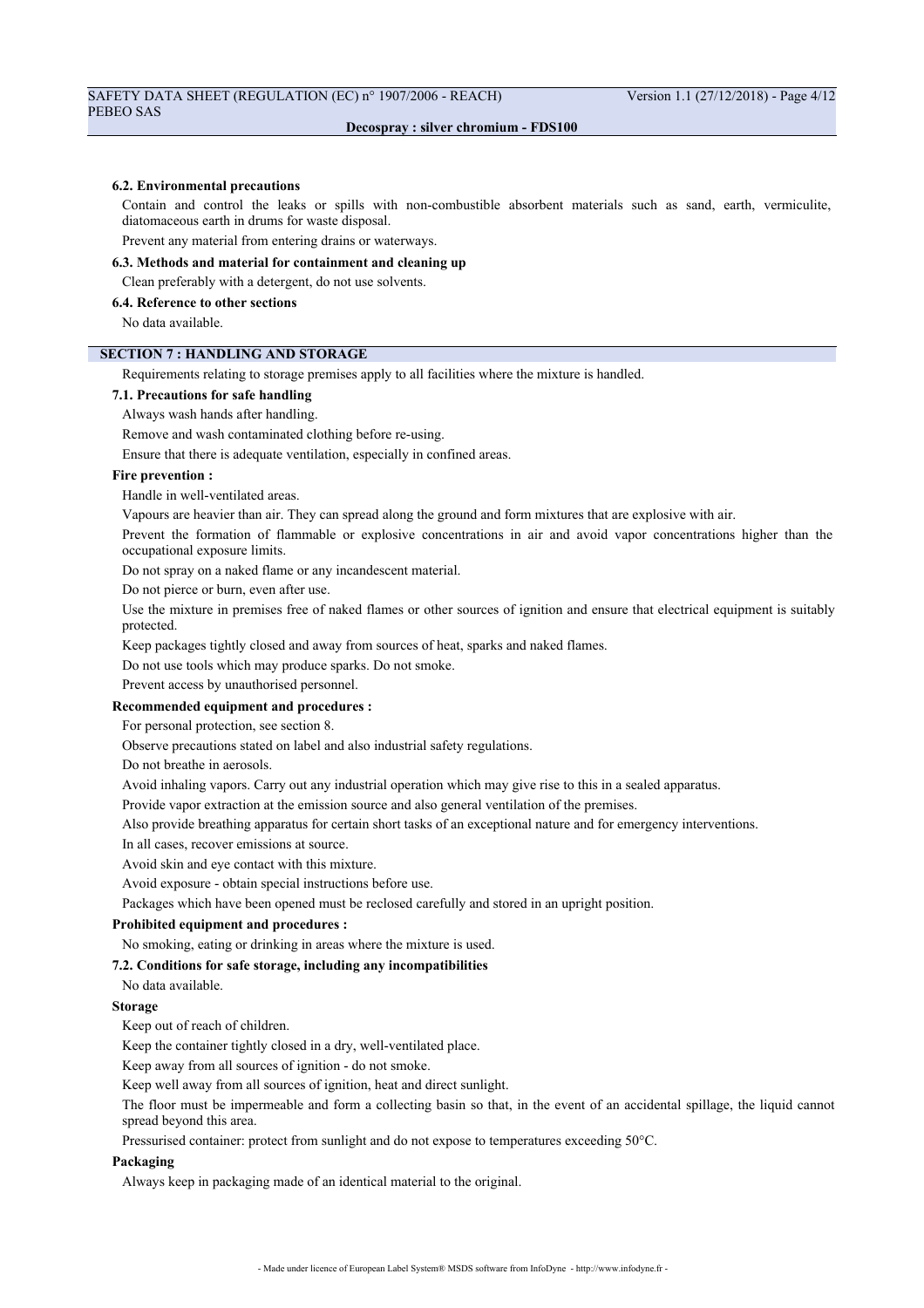#### 6.2. Environmental precautions

Contain and control the leaks or spills with non-combustible absorbent materials such as sand, earth, vermiculite, diatomaceous earth in drums for waste disposal.

Prevent any material from entering drains or waterways.

#### 6.3. Methods and material for containment and cleaning up

Clean preferably with a detergent, do not use solvents.

#### 6.4. Reference to other sections

No data available.

## SECTION 7 : HANDLING AND STORAGE

Requirements relating to storage premises apply to all facilities where the mixture is handled.

#### 7.1. Precautions for safe handling

Always wash hands after handling.

Remove and wash contaminated clothing before re-using.

Ensure that there is adequate ventilation, especially in confined areas.

**Fire prevention :**

Handle in well-ventilated areas.

Vapours are heavier than air. They can spread along the ground and form mixtures that are explosive with air.

Prevent the formation of flammable or explosive concentrations in air and avoid vapor concentrations higher than the occupational exposure limits.

Do not spray on a naked flame or any incandescent material.

Do not pierce or burn, even after use.

Use the mixture in premises free of naked flames or other sources of ignition and ensure that electrical equipment is suitably protected.

Keep packages tightly closed and away from sources of heat, sparks and naked flames.

Do not use tools which may produce sparks. Do not smoke.

Prevent access by unauthorised personnel.

**Recommended equipment and procedures :**

For personal protection, see section 8.

Observe precautions stated on label and also industrial safety regulations.

Do not breathe in aerosols.

Avoid inhaling vapors. Carry out any industrial operation which may give rise to this in a sealed apparatus.

Provide vapor extraction at the emission source and also general ventilation of the premises.

Also provide breathing apparatus for certain short tasks of an exceptional nature and for emergency interventions.

In all cases, recover emissions at source.

Avoid skin and eye contact with this mixture.

Avoid exposure - obtain special instructions before use.

Packages which have been opened must be reclosed carefully and stored in an upright position.

**Prohibited equipment and procedures :**

No smoking, eating or drinking in areas where the mixture is used.

#### 7.2. Conditions for safe storage, including any incompatibilities

No data available.

**Storage**

Keep out of reach of children.

Keep the container tightly closed in a dry, well-ventilated place.

Keep away from all sources of ignition - do not smoke.

Keep well away from all sources of ignition, heat and direct sunlight.

The floor must be impermeable and form a collecting basin so that, in the event of an accidental spillage, the liquid cannot spread beyond this area.

Pressurised container: protect from sunlight and do not expose to temperatures exceeding 50°C.

**Packaging**

Always keep in packaging made of an identical material to the original.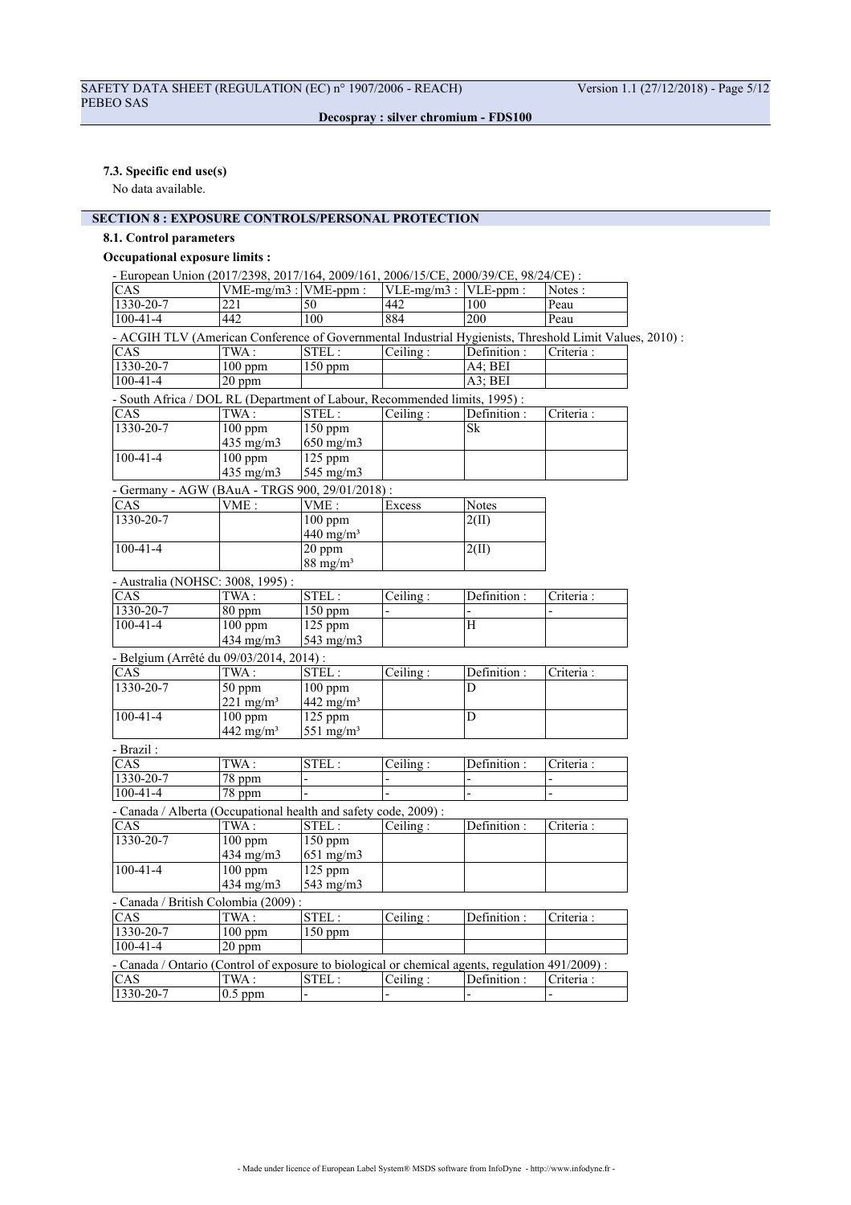### 7.3. Specific end use(s)

No data available.

## SECTION 8 : EXPOSURE CONTROLS/PERSONAL PROTECTION

### 8.1. Control parameters

**Occupational exposure limits :**

- European Union (2017/2398, 2017/164, 2009/161, 2006/15/CE, 2000/39/CE, 98/24/CE) :

| CAS | VME-mg/m3 : | VME-ppm : | VLE-mg/m3 : | VLE-ppm : | Notes : |
|---|---|---|---|---|---|
| 1330-20-7 | 221 | 50 | 442 | 100 | Peau |
| 100-41-4 | 442 | 100 | 884 | 200 | Peau |

- ACGIH TLV (American Conference of Governmental Industrial Hygienists, Threshold Limit Values, 2010) :

| CAS | TWA : | STEL : | Ceiling : | Definition : | Criteria : |
|---|---|---|---|---|---|
| 1330-20-7 | 100 ppm | 150 ppm | | A4; BEI | |
| 100-41-4 | 20 ppm | | | A3; BEI | |

- South Africa / DOL RL (Department of Labour, Recommended limits, 1995) :

| CAS | TWA : | STEL : | Ceiling : | Definition : | Criteria : |
|---|---|---|---|---|---|
| 1330-20-7 | 100 ppm 435 mg/m3 | 150 ppm 650 mg/m3 | | Sk | |
| 100-41-4 | 100 ppm 435 mg/m3 | 125 ppm 545 mg/m3 | | | |

- Germany - AGW (BAuA - TRGS 900, 29/01/2018) :

| CAS | VME : | VME : | Excess | Notes |
|---|---|---|---|---|
| 1330-20-7 | | 100 ppm 440 mg/m³ | | 2(II) |
| 100-41-4 | | 20 ppm 88 mg/m³ | | 2(II) |

- Australia (NOHSC: 3008, 1995) :

| CAS | TWA : | STEL : | Ceiling : | Definition : | Criteria : |
|---|---|---|---|---|---|
| 1330-20-7 | 80 ppm | 150 ppm | - | - | - |
| 100-41-4 | 100 ppm 434 mg/m3 | 125 ppm 543 mg/m3 | | H | |

- Belgium (Arrêté du 09/03/2014, 2014) :

| CAS | TWA : | STEL : | Ceiling : | Definition : | Criteria : |
|---|---|---|---|---|---|
| 1330-20-7 | 50 ppm 221 mg/m³ | 100 ppm 442 mg/m³ | | D | |
| 100-41-4 | 100 ppm 442 mg/m³ | 125 ppm 551 mg/m³ | | D | |

- Brazil :

| CAS | TWA : | STEL : | Ceiling : | Definition : | Criteria : |
|---|---|---|---|---|---|
| 1330-20-7 | 78 ppm | - | - | - | - |
| 100-41-4 | 78 ppm | - | - | - | - |

- Canada / Alberta (Occupational health and safety code, 2009) :

| CAS | TWA : | STEL : | Ceiling : | Definition : | Criteria : |
|---|---|---|---|---|---|
| 1330-20-7 | 100 ppm 434 mg/m3 | 150 ppm 651 mg/m3 | | | |
| 100-41-4 | 100 ppm 434 mg/m3 | 125 ppm 543 mg/m3 | | | |

- Canada / British Colombia (2009) :

| CAS | TWA : | STEL : | Ceiling : | Definition : | Criteria : |
|---|---|---|---|---|---|
| 1330-20-7 | 100 ppm | 150 ppm | | | |
| 100-41-4 | 20 ppm | | | | |

- Canada / Ontario (Control of exposure to biological or chemical agents, regulation 491/2009) :

| CAS | TWA : | STEL : | Ceiling : | Definition : | Criteria : |
|---|---|---|---|---|---|
| 1330-20-7 | 0.5 ppm | - | - | - | - |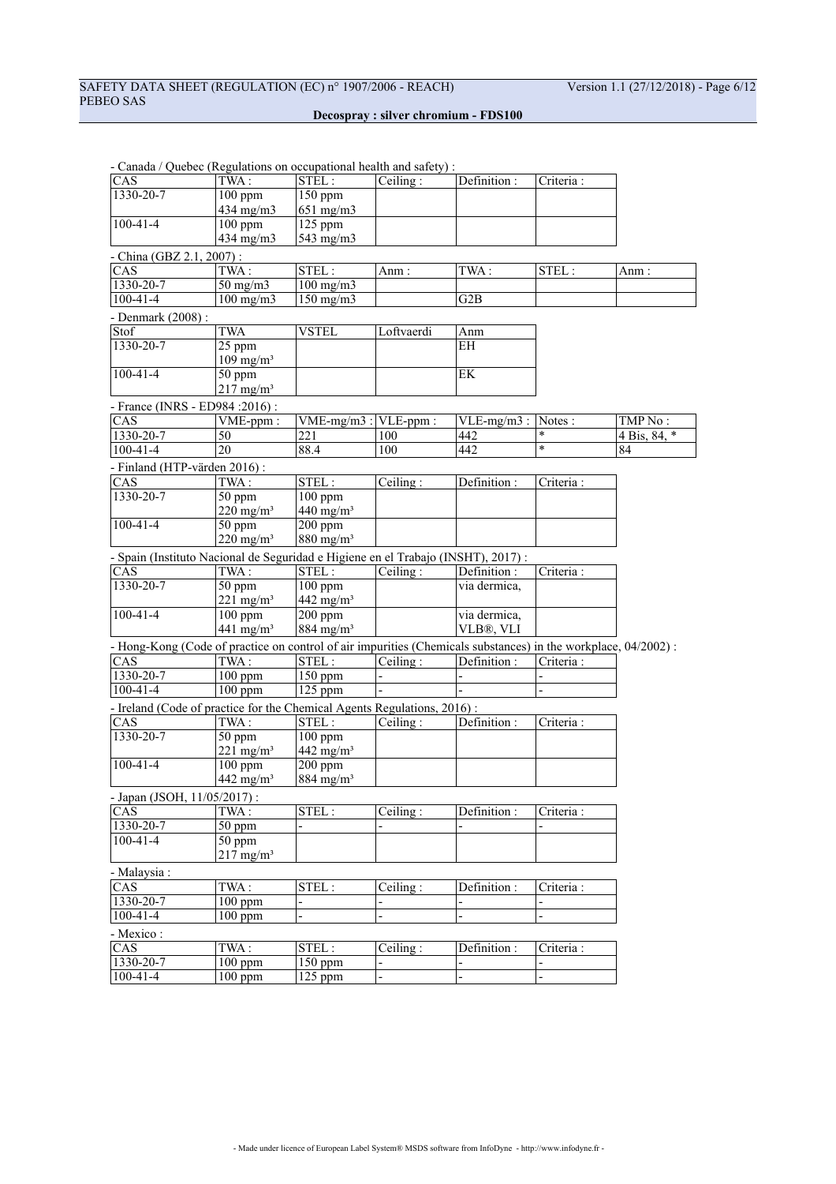- Canada / Quebec (Regulations on occupational health and safety) :

| CAS | TWA : | STEL : | Ceiling : | Definition : | Criteria : |
|---|---|---|---|---|---|
| 1330-20-7 | 100 ppm<br>434 mg/m3 | 150 ppm<br>651 mg/m3 | | | |
| 100-41-4 | 100 ppm<br>434 mg/m3 | 125 ppm<br>543 mg/m3 | | | |

- China (GBZ 2.1, 2007) :

| CAS | TWA : | STEL : | Anm : | TWA : | STEL : | Anm : |
|---|---|---|---|---|---|---|
| 1330-20-7 | 50 mg/m3 | 100 mg/m3 | | | | |
| 100-41-4 | 100 mg/m3 | 150 mg/m3 | | G2B | | |

- Denmark (2008) :

| Stof | TWA | VSTEL | Loftvaerdi | Anm |
|---|---|---|---|---|
| 1330-20-7 | 25 ppm<br>109 mg/m³ | | | EH |
| 100-41-4 | 50 ppm<br>217 mg/m³ | | | EK |

- France (INRS - ED984 :2016) :

| CAS | VME-ppm : | VME-mg/m3 : | VLE-ppm : | VLE-mg/m3 : | Notes : | TMP No : |
|---|---|---|---|---|---|---|
| 1330-20-7 | 50 | 221 | 100 | 442 | * | 4 Bis, 84, * |
| 100-41-4 | 20 | 88.4 | 100 | 442 | * | 84 |

- Finland (HTP-värden 2016) :

| CAS | TWA : | STEL : | Ceiling : | Definition : | Criteria : |
|---|---|---|---|---|---|
| 1330-20-7 | 50 ppm<br>220 mg/m³ | 100 ppm<br>440 mg/m³ | | | |
| 100-41-4 | 50 ppm<br>220 mg/m³ | 200 ppm<br>880 mg/m³ | | | |

- Spain (Instituto Nacional de Seguridad e Higiene en el Trabajo (INSHT), 2017) :

| CAS | TWA : | STEL : | Ceiling : | Definition : | Criteria : |
|---|---|---|---|---|---|
| 1330-20-7 | 50 ppm<br>221 mg/m³ | 100 ppm<br>442 mg/m³ | | via dermica, | |
| 100-41-4 | 100 ppm<br>441 mg/m³ | 200 ppm<br>884 mg/m³ | | via dermica,<br>VLB®, VLI | |

- Hong-Kong (Code of practice on control of air impurities (Chemicals substances) in the workplace, 04/2002) :

| CAS | TWA : | STEL : | Ceiling : | Definition : | Criteria : |
|---|---|---|---|---|---|
| 1330-20-7 | 100 ppm | 150 ppm | - | - | - |
| 100-41-4 | 100 ppm | 125 ppm | - | - | - |

- Ireland (Code of practice for the Chemical Agents Regulations, 2016) :

| CAS | TWA : | STEL : | Ceiling : | Definition : | Criteria : |
|---|---|---|---|---|---|
| 1330-20-7 | 50 ppm<br>221 mg/m³ | 100 ppm<br>442 mg/m³ | | | |
| 100-41-4 | 100 ppm<br>442 mg/m³ | 200 ppm<br>884 mg/m³ | | | |

- Japan (JSOH, 11/05/2017) :

| CAS | TWA : | STEL : | Ceiling : | Definition : | Criteria : |
|---|---|---|---|---|---|
| 1330-20-7 | 50 ppm | - | - | - | - |
| 100-41-4 | 50 ppm<br>217 mg/m³ | | | | |

- Malaysia :

| CAS | TWA : | STEL : | Ceiling : | Definition : | Criteria : |
|---|---|---|---|---|---|
| 1330-20-7 | 100 ppm | - | - | - | - |
| 100-41-4 | 100 ppm | - | - | - | - |

- Mexico :

| CAS | TWA : | STEL : | Ceiling : | Definition : | Criteria : |
|---|---|---|---|---|---|
| 1330-20-7 | 100 ppm | 150 ppm | - | - | - |
| 100-41-4 | 100 ppm | 125 ppm | - | - | - |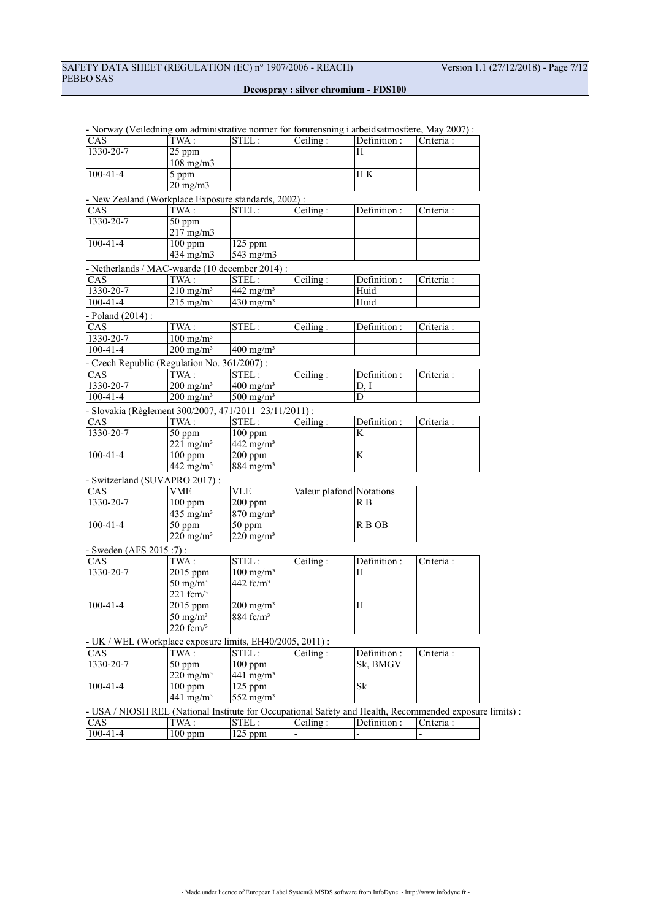- Norway (Veiledning om administrative normer for forurensning i arbeidsatmosfære, May 2007) :

| CAS | TWA : | STEL : | Ceiling : | Definition : | Criteria : |
|---|---|---|---|---|---|
| 1330-20-7 | 25 ppm<br>108 mg/m3 | | | H | |
| 100-41-4 | 5 ppm<br>20 mg/m3 | | | H K | |

- New Zealand (Workplace Exposure standards, 2002) :

| CAS | TWA : | STEL : | Ceiling : | Definition : | Criteria : |
|---|---|---|---|---|---|
| 1330-20-7 | 50 ppm<br>217 mg/m3 | | | | |
| 100-41-4 | 100 ppm<br>434 mg/m3 | 125 ppm<br>543 mg/m3 | | | |

- Netherlands / MAC-waarde (10 december 2014) :

| CAS | TWA : | STEL : | Ceiling : | Definition : | Criteria : |
|---|---|---|---|---|---|
| 1330-20-7 | 210 mg/m³ | 442 mg/m³ | | Huid | |
| 100-41-4 | 215 mg/m³ | 430 mg/m³ | | Huid | |

- Poland (2014) :

| CAS | TWA : | STEL : | Ceiling : | Definition : | Criteria : |
|---|---|---|---|---|---|
| 1330-20-7 | 100 mg/m³ | | | | |
| 100-41-4 | 200 mg/m³ | 400 mg/m³ | | | |

- Czech Republic (Regulation No. 361/2007) :

| CAS | TWA : | STEL : | Ceiling : | Definition : | Criteria : |
|---|---|---|---|---|---|
| 1330-20-7 | 200 mg/m³ | 400 mg/m³ | | D, I | |
| 100-41-4 | 200 mg/m³ | 500 mg/m³ | | D | |

- Slovakia (Règlement 300/2007, 471/2011 23/11/2011) :

| CAS | TWA : | STEL : | Ceiling : | Definition : | Criteria : |
|---|---|---|---|---|---|
| 1330-20-7 | 50 ppm<br>221 mg/m³ | 100 ppm<br>442 mg/m³ | | K | |
| 100-41-4 | 100 ppm<br>442 mg/m³ | 200 ppm<br>884 mg/m³ | | K | |

- Switzerland (SUVAPRO 2017) :

| CAS | VME | VLE | Valeur plafond | Notations |
|---|---|---|---|---|
| 1330-20-7 | 100 ppm<br>435 mg/m³ | 200 ppm<br>870 mg/m³ | | R B |
| 100-41-4 | 50 ppm<br>220 mg/m³ | 50 ppm<br>220 mg/m³ | | R B OB |

- Sweden (AFS 2015 :7) :

| CAS | TWA : | STEL : | Ceiling : | Definition : | Criteria : |
|---|---|---|---|---|---|
| 1330-20-7 | 2015 ppm<br>50 mg/m³<br>221 fcm/³ | 100 mg/m³<br>442 fc/m³ | | H | |
| 100-41-4 | 2015 ppm<br>50 mg/m³<br>220 fcm/³ | 200 mg/m³<br>884 fc/m³ | | H | |

- UK / WEL (Workplace exposure limits, EH40/2005, 2011) :

| CAS | TWA : | STEL : | Ceiling : | Definition : | Criteria : |
|---|---|---|---|---|---|
| 1330-20-7 | 50 ppm<br>220 mg/m³ | 100 ppm<br>441 mg/m³ | | Sk, BMGV | |
| 100-41-4 | 100 ppm<br>441 mg/m³ | 125 ppm<br>552 mg/m³ | | Sk | |

- USA / NIOSH REL (National Institute for Occupational Safety and Health, Recommended exposure limits) :

| CAS | TWA : | STEL : | Ceiling : | Definition : | Criteria : |
|---|---|---|---|---|---|
| 100-41-4 | 100 ppm | 125 ppm | - | - | - |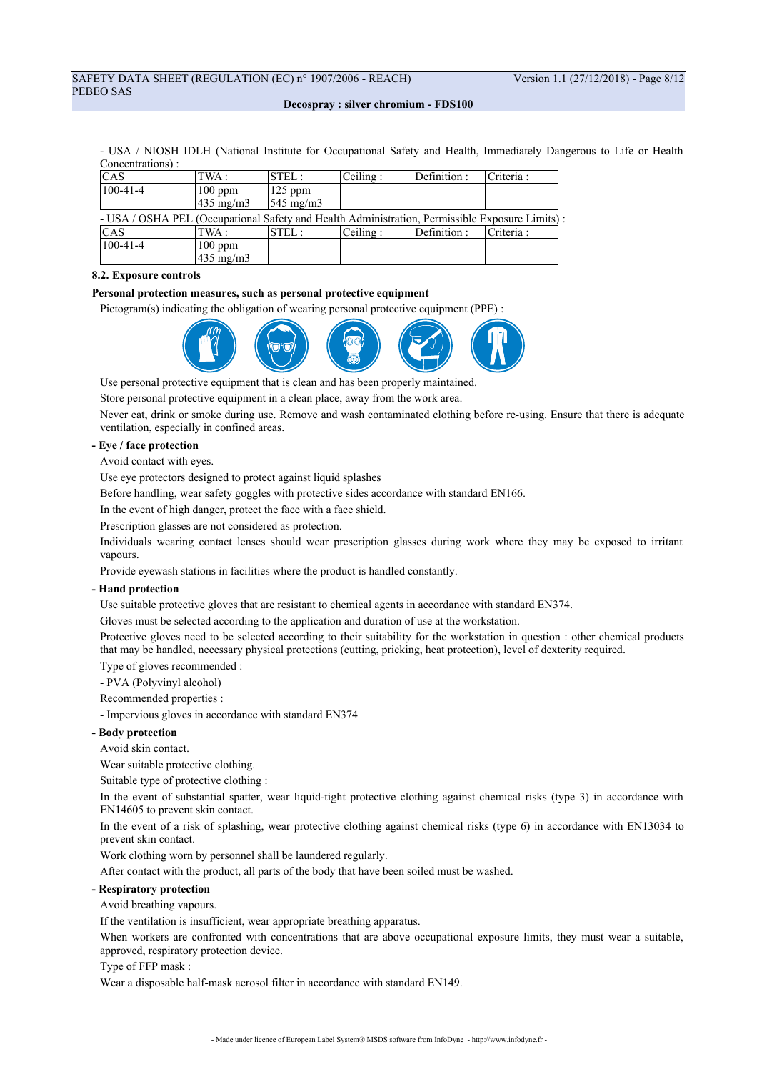- USA / NIOSH IDLH (National Institute for Occupational Safety and Health, Immediately Dangerous to Life or Health Concentrations) :

| CAS | TWA : | STEL : | Ceiling : | Definition : | Criteria : |
|---|---|---|---|---|---|
| 100-41-4 | 100 ppm<br>435 mg/m3 | 125 ppm<br>545 mg/m3 | | | |

- USA / OSHA PEL (Occupational Safety and Health Administration, Permissible Exposure Limits) :

| CAS | TWA : | STEL : | Ceiling : | Definition : | Criteria : |
|---|---|---|---|---|---|
| 100-41-4 | 100 ppm<br>435 mg/m3 | | | | |

**8.2. Exposure controls**

**Personal protection measures, such as personal protective equipment**

Pictogram(s) indicating the obligation of wearing personal protective equipment (PPE) :

Use personal protective equipment that is clean and has been properly maintained.

Store personal protective equipment in a clean place, away from the work area.

Never eat, drink or smoke during use. Remove and wash contaminated clothing before re-using. Ensure that there is adequate ventilation, especially in confined areas.

**- Eye / face protection**

Avoid contact with eyes.

Use eye protectors designed to protect against liquid splashes

Before handling, wear safety goggles with protective sides accordance with standard EN166.

In the event of high danger, protect the face with a face shield.

Prescription glasses are not considered as protection.

Individuals wearing contact lenses should wear prescription glasses during work where they may be exposed to irritant vapours.

Provide eyewash stations in facilities where the product is handled constantly.

**- Hand protection**

Use suitable protective gloves that are resistant to chemical agents in accordance with standard EN374.

Gloves must be selected according to the application and duration of use at the workstation.

Protective gloves need to be selected according to their suitability for the workstation in question : other chemical products that may be handled, necessary physical protections (cutting, pricking, heat protection), level of dexterity required.

Type of gloves recommended :

- PVA (Polyvinyl alcohol)

Recommended properties :

- Impervious gloves in accordance with standard EN374

**- Body protection**

Avoid skin contact.

Wear suitable protective clothing.

Suitable type of protective clothing :

In the event of substantial spatter, wear liquid-tight protective clothing against chemical risks (type 3) in accordance with EN14605 to prevent skin contact.

In the event of a risk of splashing, wear protective clothing against chemical risks (type 6) in accordance with EN13034 to prevent skin contact.

Work clothing worn by personnel shall be laundered regularly.

After contact with the product, all parts of the body that have been soiled must be washed.

**- Respiratory protection**

Avoid breathing vapours.

If the ventilation is insufficient, wear appropriate breathing apparatus.

When workers are confronted with concentrations that are above occupational exposure limits, they must wear a suitable, approved, respiratory protection device.

Type of FFP mask :

Wear a disposable half-mask aerosol filter in accordance with standard EN149.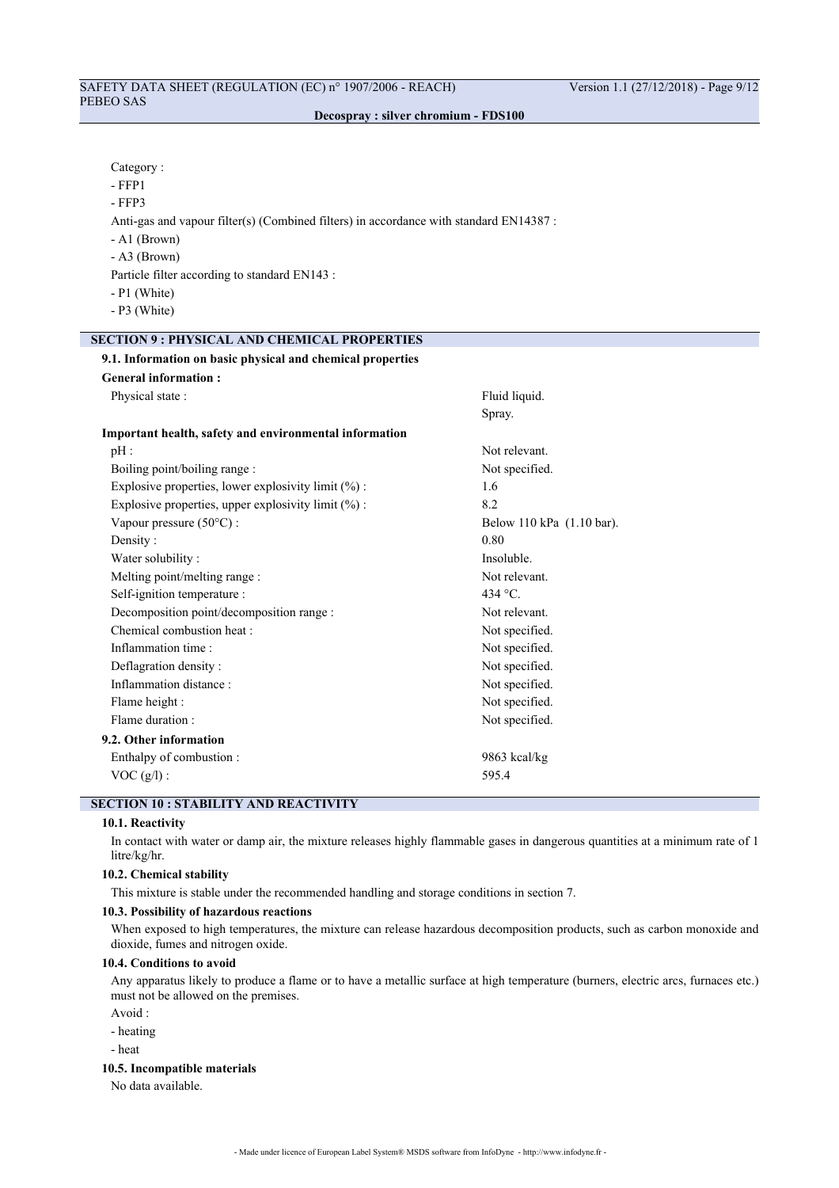Category :

- FFP1
- FFP3

Anti-gas and vapour filter(s) (Combined filters) in accordance with standard EN14387 :

- A1 (Brown)
- A3 (Brown)

Particle filter according to standard EN143 :

- P1 (White)
- P3 (White)

## SECTION 9 : PHYSICAL AND CHEMICAL PROPERTIES

### 9.1. Information on basic physical and chemical properties

**General information :**

| | |
|---|---|
| Physical state : | Fluid liquid. Spray. |

**Important health, safety and environmental information**

| | |
|---|---|
| pH : | Not relevant. |
| Boiling point/boiling range : | Not specified. |
| Explosive properties, lower explosivity limit (%) : | 1.6 |
| Explosive properties, upper explosivity limit (%) : | 8.2 |
| Vapour pressure (50°C) : | Below 110 kPa (1.10 bar). |
| Density : | 0.80 |
| Water solubility : | Insoluble. |
| Melting point/melting range : | Not relevant. |
| Self-ignition temperature : | 434 °C. |
| Decomposition point/decomposition range : | Not relevant. |
| Chemical combustion heat : | Not specified. |
| Inflammation time : | Not specified. |
| Deflagration density : | Not specified. |
| Inflammation distance : | Not specified. |
| Flame height : | Not specified. |
| Flame duration : | Not specified. |

### 9.2. Other information

| | |
|---|---|
| Enthalpy of combustion : | 9863 kcal/kg |
| VOC (g/l) : | 595.4 |

## SECTION 10 : STABILITY AND REACTIVITY

### 10.1. Reactivity

In contact with water or damp air, the mixture releases highly flammable gases in dangerous quantities at a minimum rate of 1 litre/kg/hr.

### 10.2. Chemical stability

This mixture is stable under the recommended handling and storage conditions in section 7.

### 10.3. Possibility of hazardous reactions

When exposed to high temperatures, the mixture can release hazardous decomposition products, such as carbon monoxide and dioxide, fumes and nitrogen oxide.

### 10.4. Conditions to avoid

Any apparatus likely to produce a flame or to have a metallic surface at high temperature (burners, electric arcs, furnaces etc.) must not be allowed on the premises.

Avoid :

- heating
- heat

### 10.5. Incompatible materials

No data available.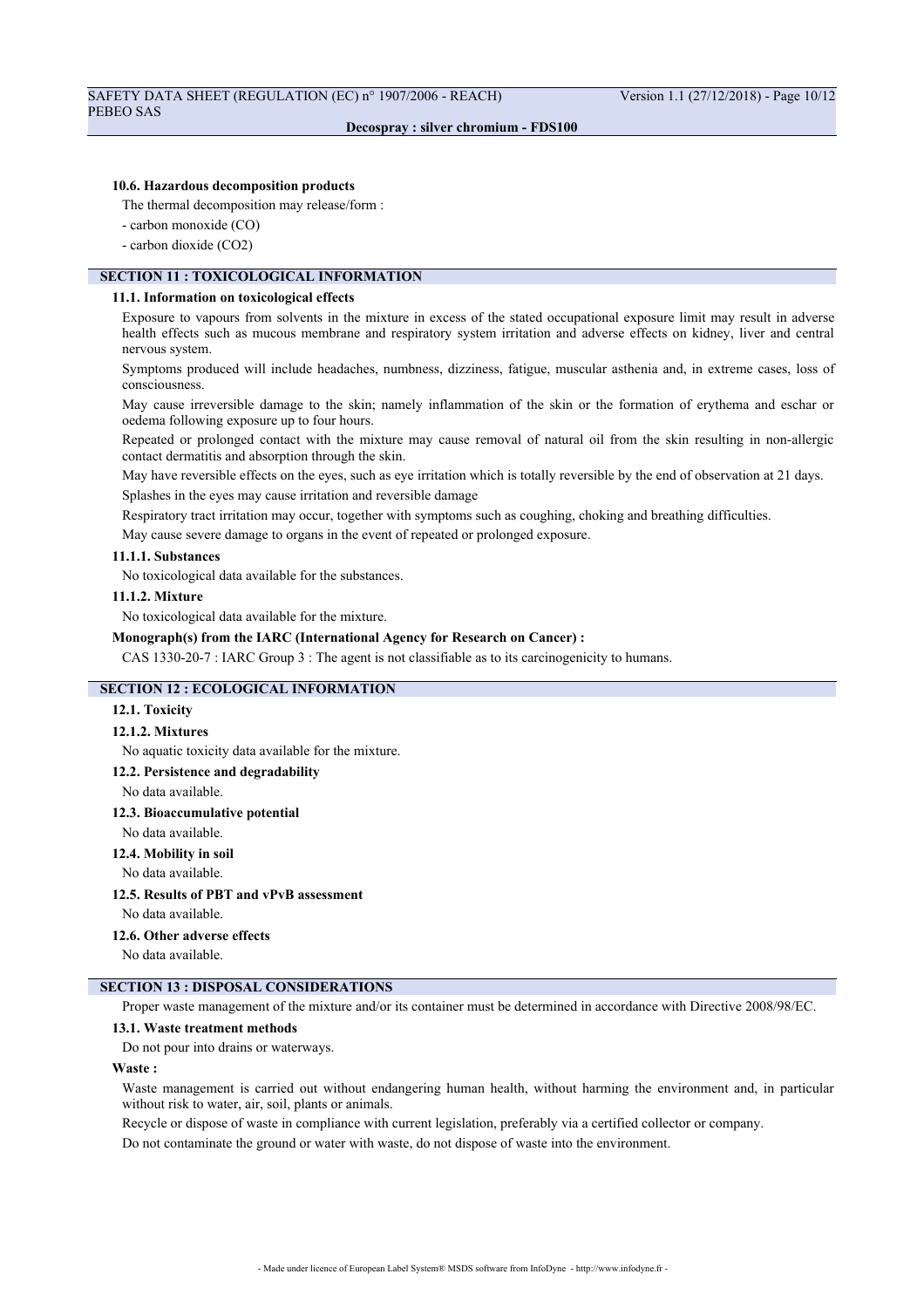#### 10.6. Hazardous decomposition products

The thermal decomposition may release/form :

- carbon monoxide (CO)
- carbon dioxide ($CO_2$)

## SECTION 11 : TOXICOLOGICAL INFORMATION

### 11.1. Information on toxicological effects

Exposure to vapours from solvents in the mixture in excess of the stated occupational exposure limit may result in adverse health effects such as mucous membrane and respiratory system irritation and adverse effects on kidney, liver and central nervous system.

Symptoms produced will include headaches, numbness, dizziness, fatigue, muscular asthenia and, in extreme cases, loss of consciousness.

May cause irreversible damage to the skin; namely inflammation of the skin or the formation of erythema and eschar or oedema following exposure up to four hours.

Repeated or prolonged contact with the mixture may cause removal of natural oil from the skin resulting in non-allergic contact dermatitis and absorption through the skin.

May have reversible effects on the eyes, such as eye irritation which is totally reversible by the end of observation at 21 days.

Splashes in the eyes may cause irritation and reversible damage

Respiratory tract irritation may occur, together with symptoms such as coughing, choking and breathing difficulties.

May cause severe damage to organs in the event of repeated or prolonged exposure.

#### 11.1.1. Substances

No toxicological data available for the substances.

#### 11.1.2. Mixture

No toxicological data available for the mixture.

**Monograph(s) from the IARC (International Agency for Research on Cancer) :**

CAS 1330-20-7 : IARC Group 3 : The agent is not classifiable as to its carcinogenicity to humans.

## SECTION 12 : ECOLOGICAL INFORMATION

### 12.1. Toxicity

#### 12.1.2. Mixtures

No aquatic toxicity data available for the mixture.

### 12.2. Persistence and degradability

No data available.

### 12.3. Bioaccumulative potential

No data available.

### 12.4. Mobility in soil

No data available.

### 12.5. Results of PBT and vPvB assessment

No data available.

### 12.6. Other adverse effects

No data available.

## SECTION 13 : DISPOSAL CONSIDERATIONS

Proper waste management of the mixture and/or its container must be determined in accordance with Directive 2008/98/EC.

### 13.1. Waste treatment methods

Do not pour into drains or waterways.

**Waste :**

Waste management is carried out without endangering human health, without harming the environment and, in particular without risk to water, air, soil, plants or animals.

Recycle or dispose of waste in compliance with current legislation, preferably via a certified collector or company.

Do not contaminate the ground or water with waste, do not dispose of waste into the environment.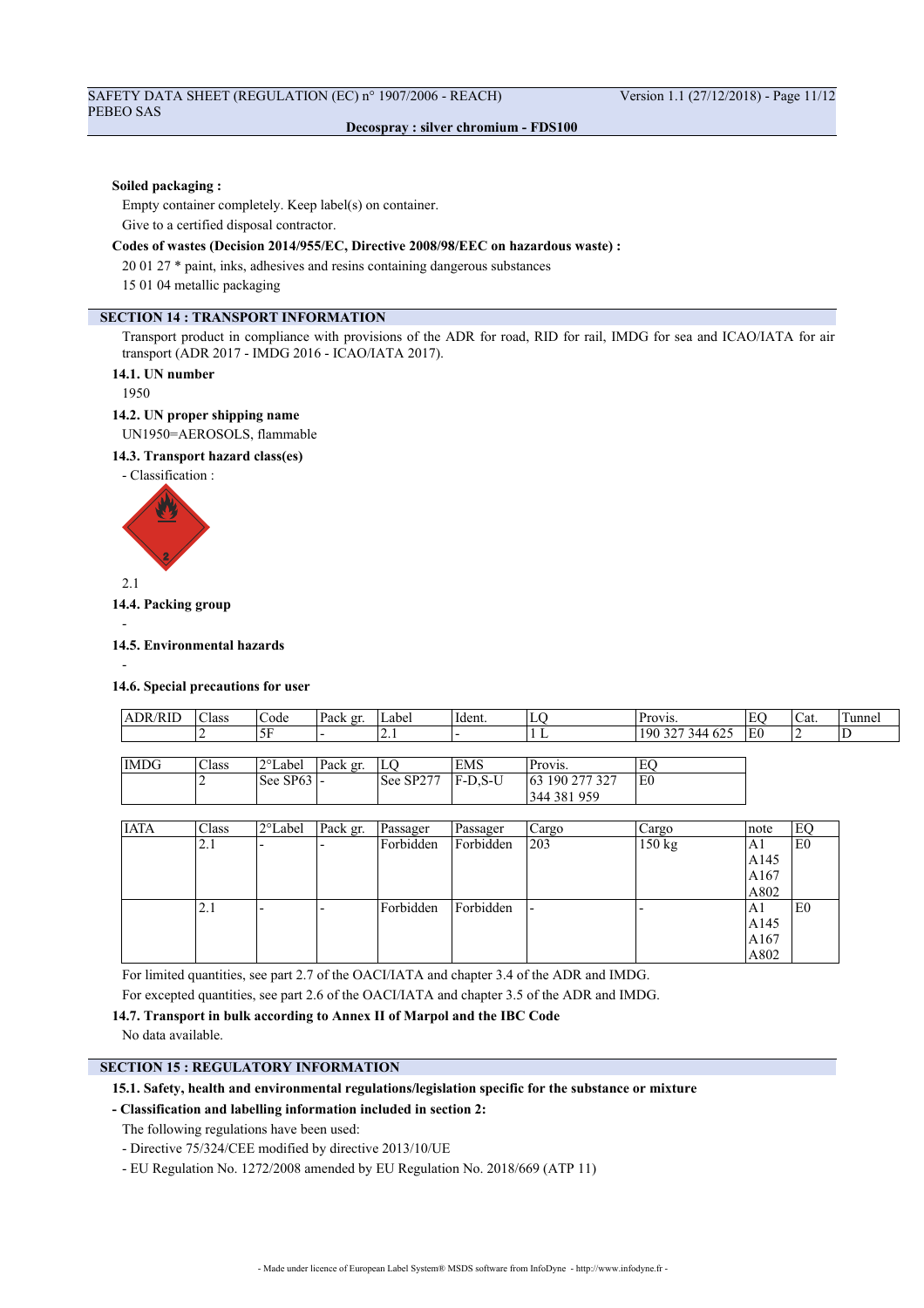**Soiled packaging :**

Empty container completely. Keep label(s) on container.

Give to a certified disposal contractor.

**Codes of wastes (Decision 2014/955/EC, Directive 2008/98/EEC on hazardous waste) :**

20 01 27 * paint, inks, adhesives and resins containing dangerous substances

15 01 04 metallic packaging

## SECTION 14 : TRANSPORT INFORMATION

Transport product in compliance with provisions of the ADR for road, RID for rail, IMDG for sea and ICAO/IATA for air transport (ADR 2017 - IMDG 2016 - ICAO/IATA 2017).

### 14.1. UN number

1950

### 14.2. UN proper shipping name

UN1950=AEROSOLS, flammable

### 14.3. Transport hazard class(es)

- Classification :

2.1

### 14.4. Packing group

-

### 14.5. Environmental hazards

-

### 14.6. Special precautions for user

| ADR/RID | Class | Code | Pack gr. | Label | Ident. | LQ | Provis. | EQ | Cat. | Tunnel |
|---|---|---|---|---|---|---|---|---|---|---|
| | 2 | 5F | - | 2.1 | - | 1 L | 190 327 344 625 | E0 | 2 | D |

| IMDG | Class | 2°Label | Pack gr. | LQ | EMS | Provis. | EQ |
|---|---|---|---|---|---|---|---|
| | 2 | See SP63 | - | See SP277 | F-D,S-U | 63 190 277 327 344 381 959 | E0 |

| IATA | Class | 2°Label | Pack gr. | Passager | Passager | Cargo | Cargo | note | EQ |
|---|---|---|---|---|---|---|---|---|---|
| | 2.1 | - | - | Forbidden | Forbidden | 203 | 150 kg | A1 A145 A167 A802 | E0 |
| | 2.1 | - | - | Forbidden | Forbidden | - | - | A1 A145 A167 A802 | E0 |

For limited quantities, see part 2.7 of the OACI/IATA and chapter 3.4 of the ADR and IMDG.

For excepted quantities, see part 2.6 of the OACI/IATA and chapter 3.5 of the ADR and IMDG.

### 14.7. Transport in bulk according to Annex II of Marpol and the IBC Code

No data available.

## SECTION 15 : REGULATORY INFORMATION

### 15.1. Safety, health and environmental regulations/legislation specific for the substance or mixture

**- Classification and labelling information included in section 2:**

The following regulations have been used:

- Directive 75/324/CEE modified by directive 2013/10/UE
- EU Regulation No. 1272/2008 amended by EU Regulation No. 2018/669 (ATP 11)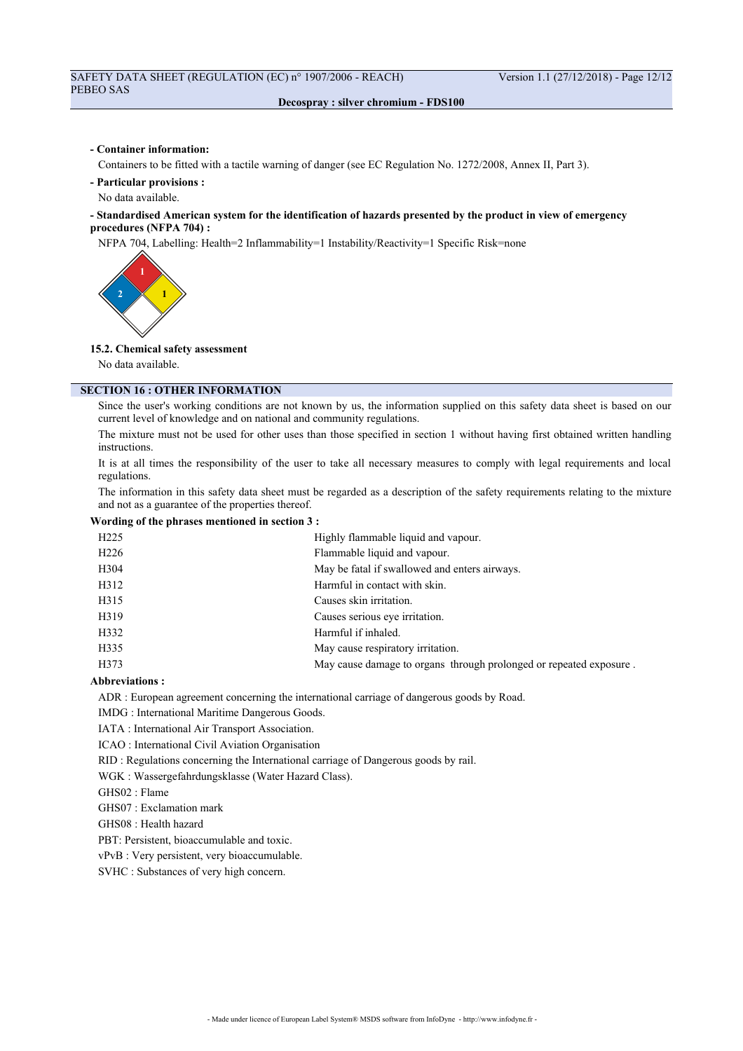**- Container information:**

Containers to be fitted with a tactile warning of danger (see EC Regulation No. 1272/2008, Annex II, Part 3).

**- Particular provisions :**

No data available.

**- Standardised American system for the identification of hazards presented by the product in view of emergency procedures (NFPA 704) :**

NFPA 704, Labelling: Health=2 Inflammability=1 Instability/Reactivity=1 Specific Risk=none

1

2 1

**15.2. Chemical safety assessment**

No data available.

## SECTION 16 : OTHER INFORMATION

Since the user's working conditions are not known by us, the information supplied on this safety data sheet is based on our current level of knowledge and on national and community regulations.

The mixture must not be used for other uses than those specified in section 1 without having first obtained written handling instructions.

It is at all times the responsibility of the user to take all necessary measures to comply with legal requirements and local regulations.

The information in this safety data sheet must be regarded as a description of the safety requirements relating to the mixture and not as a guarantee of the properties thereof.

**Wording of the phrases mentioned in section 3 :**

| | |
|---|---|
| H225 | Highly flammable liquid and vapour. |
| H226 | Flammable liquid and vapour. |
| H304 | May be fatal if swallowed and enters airways. |
| H312 | Harmful in contact with skin. |
| H315 | Causes skin irritation. |
| H319 | Causes serious eye irritation. |
| H332 | Harmful if inhaled. |
| H335 | May cause respiratory irritation. |
| H373 | May cause damage to organs through prolonged or repeated exposure . |

**Abbreviations :**

ADR : European agreement concerning the international carriage of dangerous goods by Road.

IMDG : International Maritime Dangerous Goods.

IATA : International Air Transport Association.

ICAO : International Civil Aviation Organisation

RID : Regulations concerning the International carriage of Dangerous goods by rail.

WGK : Wassergefahrdungsklasse (Water Hazard Class).

GHS02 : Flame

GHS07 : Exclamation mark

GHS08 : Health hazard

PBT: Persistent, bioaccumulable and toxic.

vPvB : Very persistent, very bioaccumulable.

SVHC : Substances of very high concern.